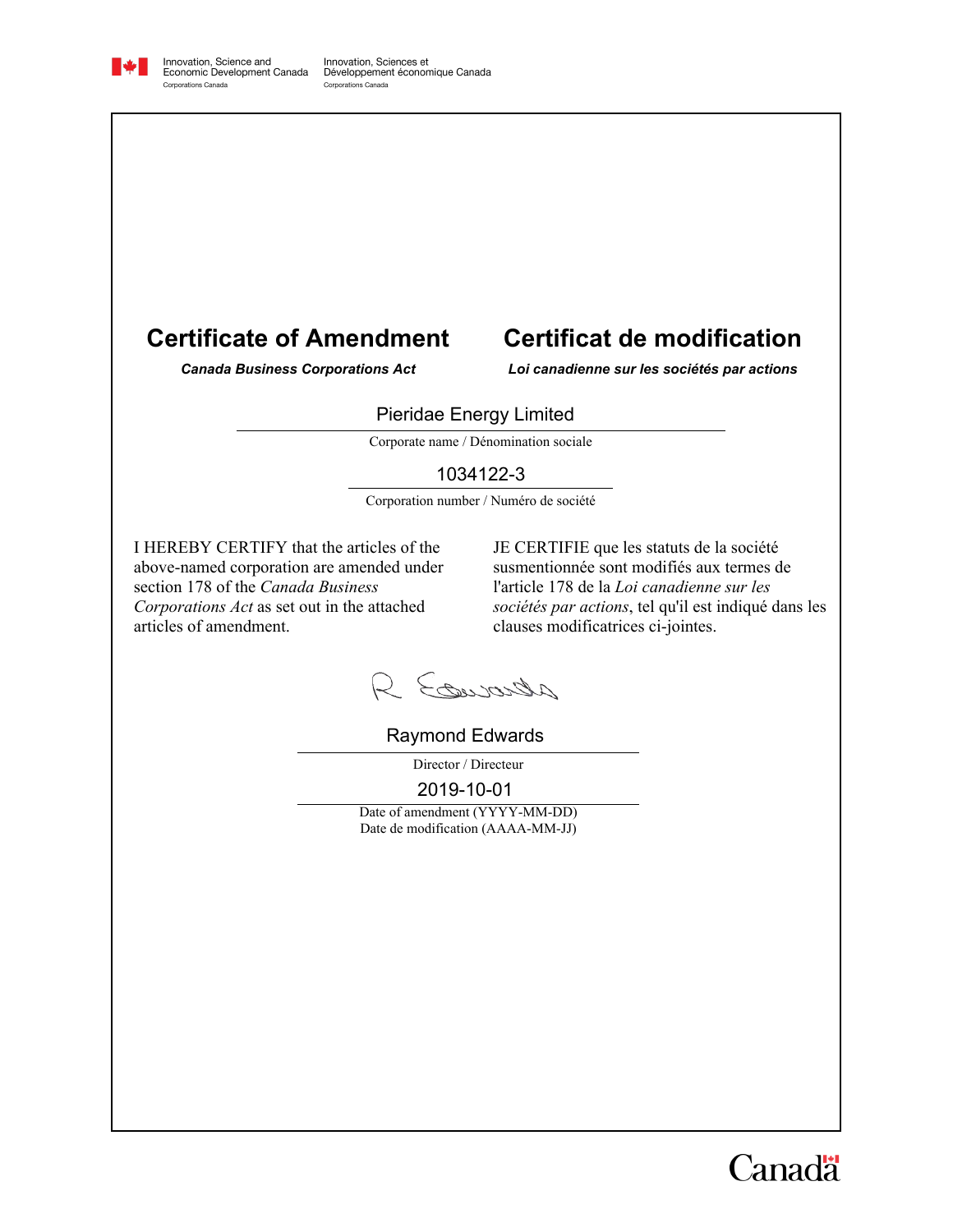Innovation, Science and Economic Development Canada
Corporations Canada

Innovation, Sciences et Développement économique Canada
Corporations Canada

# Certificate of Amendment

***Canada Business Corporations Act***

# Certificat de modification

***Loi canadienne sur les sociétés par actions***

Pieridae Energy Limited

Corporate name / Dénomination sociale

1034122-3

Corporation number / Numéro de société

I HEREBY CERTIFY that the articles of the above-named corporation are amended under section 178 of the *Canada Business Corporations Act* as set out in the attached articles of amendment.

JE CERTIFIE que les statuts de la société susmentionnée sont modifiés aux termes de l'article 178 de la *Loi canadienne sur les sociétés par actions*, tel qu'il est indiqué dans les clauses modificatrices ci-jointes.

Raymond Edwards

Director / Directeur

2019-10-01

Date of amendment (YYYY-MM-DD)
Date de modification (AAAA-MM-JJ)

Canada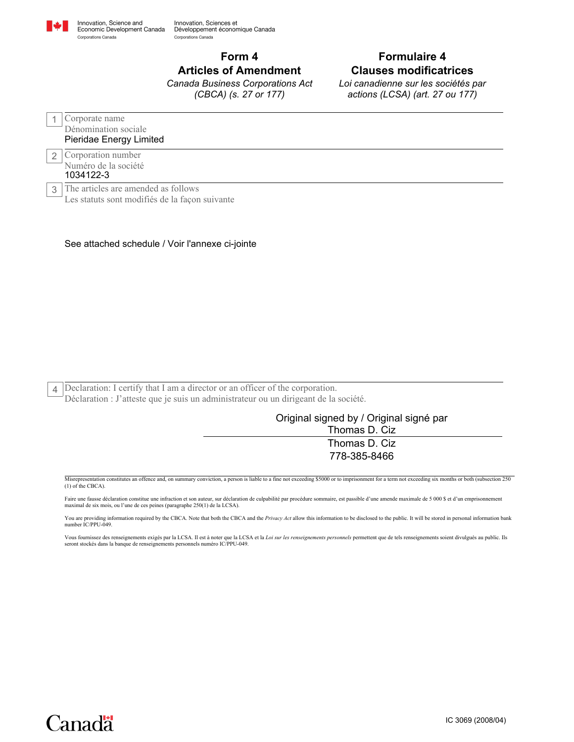Innovation, Science and Economic Development Canada
Corporations Canada

Innovation, Sciences et Développement économique Canada
Corporations Canada

# Form 4
# Articles of Amendment
*Canada Business Corporations Act (CBCA) (s. 27 or 177)*

# Formulaire 4
# Clauses modificatrices
*Loi canadienne sur les sociétés par actions (LCSA) (art. 27 ou 177)*

**1** Corporate name
Dénomination sociale
Pieridae Energy Limited

**2** Corporation number
Numéro de la société
1034122-3

**3** The articles are amended as follows
Les statuts sont modifiés de la façon suivante

See attached schedule / Voir l'annexe ci-jointe

**4** Declaration: I certify that I am a director or an officer of the corporation.
Déclaration : J'atteste que je suis un administrateur ou un dirigeant de la société.

Original signed by / Original signé par
Thomas D. Ciz

Thomas D. Ciz
778-385-8466

Misrepresentation constitutes an offence and, on summary conviction, a person is liable to a fine not exceeding $5000 or to imprisonment for a term not exceeding six months or both (subsection 250 (1) of the CBCA).

Faire une fausse déclaration constitue une infraction et son auteur, sur déclaration de culpabilité par procédure sommaire, est passible d'une amende maximale de 5 000 $ et d'un emprisonnement maximal de six mois, ou l'une de ces peines (paragraphe 250(1) de la LCSA).

You are providing information required by the CBCA. Note that both the CBCA and the *Privacy Act* allow this information to be disclosed to the public. It will be stored in personal information bank number IC/PPU-049.

Vous fournissez des renseignements exigés par la LCSA. Il est à noter que la LCSA et la *Loi sur les renseignements personnels* permettent que de tels renseignements soient divulgués au public. Ils seront stockés dans la banque de renseignements personnels numéro IC/PPU-049.

Canada

IC 3069 (2008/04)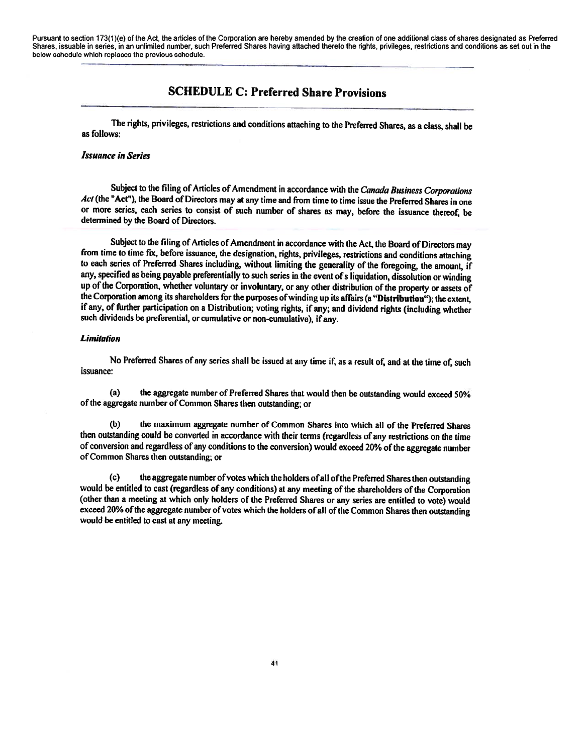Pursuant to section 173(1)(e) of the Act, the articles of the Corporation are hereby amended by the creation of one additional class of shares designated as Preferred Shares, issuable in series, in an unlimited number, such Preferred Shares having attached thereto the rights, privileges, restrictions and conditions as set out in the below schedule which replaces the previous schedule.

# SCHEDULE C: Preferred Share Provisions

The rights, privileges, restrictions and conditions attaching to the Preferred Shares, as a class, shall be as follows:

***Issuance in Series***

Subject to the filing of Articles of Amendment in accordance with the *Canada Business Corporations Act* (the "**Act**"), the Board of Directors may at any time and from time to time issue the Preferred Shares in one or more series, each series to consist of such number of shares as may, before the issuance thereof, be determined by the Board of Directors.

Subject to the filing of Articles of Amendment in accordance with the Act, the Board of Directors may from time to time fix, before issuance, the designation, rights, privileges, restrictions and conditions attaching to each series of Preferred Shares including, without limiting the generality of the foregoing, the amount, if any, specified as being payable preferentially to such series in the event of s liquidation, dissolution or winding up of the Corporation, whether voluntary or involuntary, or any other distribution of the property or assets of the Corporation among its shareholders for the purposes of winding up its affairs (a "**Distribution**"); the extent, if any, of further participation on a Distribution; voting rights, if any; and dividend rights (including whether such dividends be preferential, or cumulative or non-cumulative), if any.

***Limitation***

No Preferred Shares of any series shall be issued at any time if, as a result of, and at the time of, such issuance:

(a) the aggregate number of Preferred Shares that would then be outstanding would exceed 50% of the aggregate number of Common Shares then outstanding; or

(b) the maximum aggregate number of Common Shares into which all of the Preferred Shares then outstanding could be converted in accordance with their terms (regardless of any restrictions on the time of conversion and regardless of any conditions to the conversion) would exceed 20% of the aggregate number of Common Shares then outstanding; or

(c) the aggregate number of votes which the holders of all of the Preferred Shares then outstanding would be entitled to cast (regardless of any conditions) at any meeting of the shareholders of the Corporation (other than a meeting at which only holders of the Preferred Shares or any series are entitled to vote) would exceed 20% of the aggregate number of votes which the holders of all of the Common Shares then outstanding would be entitled to cast at any meeting.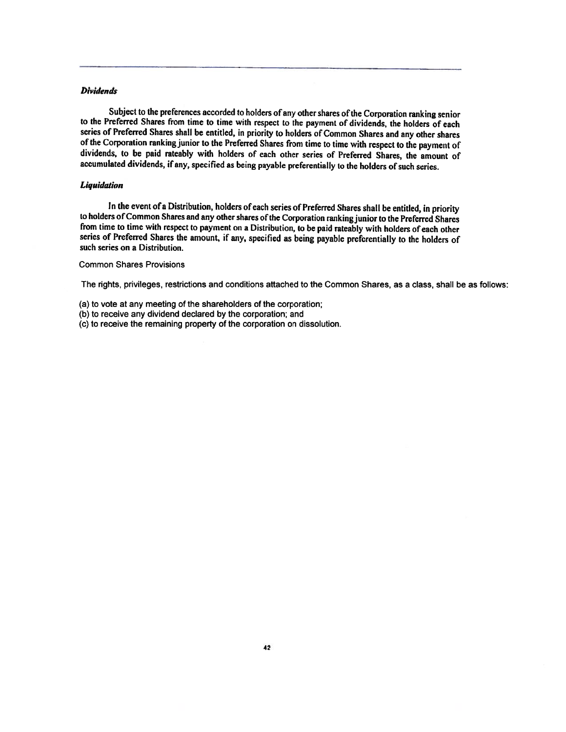### *Dividends*

Subject to the preferences accorded to holders of any other shares of the Corporation ranking senior to the Preferred Shares from time to time with respect to the payment of dividends, the holders of each series of Preferred Shares shall be entitled, in priority to holders of Common Shares and any other shares of the Corporation ranking junior to the Preferred Shares from time to time with respect to the payment of dividends, to be paid rateably with holders of each other series of Preferred Shares, the amount of accumulated dividends, if any, specified as being payable preferentially to the holders of such series.

### *Liquidation*

In the event of a Distribution, holders of each series of Preferred Shares shall be entitled, in priority to holders of Common Shares and any other shares of the Corporation ranking junior to the Preferred Shares from time to time with respect to payment on a Distribution, to be paid rateably with holders of each other series of Preferred Shares the amount, if any, specified as being payable preferentially to the holders of such series on a Distribution.

Common Shares Provisions

The rights, privileges, restrictions and conditions attached to the Common Shares, as a class, shall be as follows:

(a) to vote at any meeting of the shareholders of the corporation;
(b) to receive any dividend declared by the corporation; and
(c) to receive the remaining property of the corporation on dissolution.